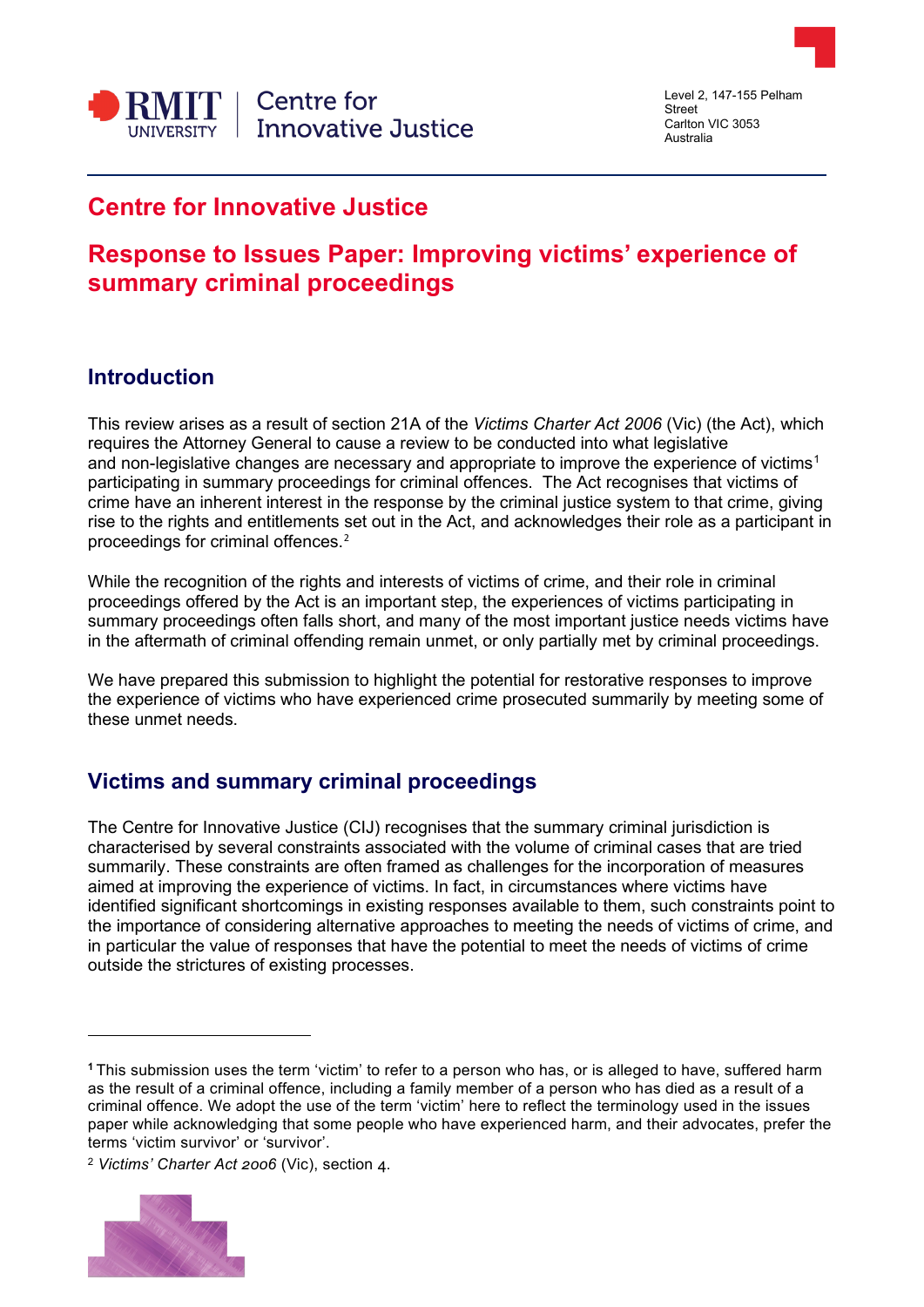RMIT UNIVERSITY | Centre for Innovative Justice

Level 2, 147-155 Pelham Street
Carlton VIC 3053
Australia

# Centre for Innovative Justice

# Response to Issues Paper: Improving victims' experience of summary criminal proceedings

## Introduction

This review arises as a result of section 21A of the *Victims Charter Act 2006* (Vic) (the Act), which requires the Attorney General to cause a review to be conducted into what legislative and non-legislative changes are necessary and appropriate to improve the experience of victims[1] participating in summary proceedings for criminal offences. The Act recognises that victims of crime have an inherent interest in the response by the criminal justice system to that crime, giving rise to the rights and entitlements set out in the Act, and acknowledges their role as a participant in proceedings for criminal offences.[2]

While the recognition of the rights and interests of victims of crime, and their role in criminal proceedings offered by the Act is an important step, the experiences of victims participating in summary proceedings often falls short, and many of the most important justice needs victims have in the aftermath of criminal offending remain unmet, or only partially met by criminal proceedings.

We have prepared this submission to highlight the potential for restorative responses to improve the experience of victims who have experienced crime prosecuted summarily by meeting some of these unmet needs.

## Victims and summary criminal proceedings

The Centre for Innovative Justice (CIJ) recognises that the summary criminal jurisdiction is characterised by several constraints associated with the volume of criminal cases that are tried summarily. These constraints are often framed as challenges for the incorporation of measures aimed at improving the experience of victims. In fact, in circumstances where victims have identified significant shortcomings in existing responses available to them, such constraints point to the importance of considering alternative approaches to meeting the needs of victims of crime, and in particular the value of responses that have the potential to meet the needs of victims of crime outside the strictures of existing processes.

---

[1] This submission uses the term 'victim' to refer to a person who has, or is alleged to have, suffered harm as the result of a criminal offence, including a family member of a person who has died as a result of a criminal offence. We adopt the use of the term 'victim' here to reflect the terminology used in the issues paper while acknowledging that some people who have experienced harm, and their advocates, prefer the terms 'victim survivor' or 'survivor'.

[2] *Victims' Charter Act 2006* (Vic), section 4.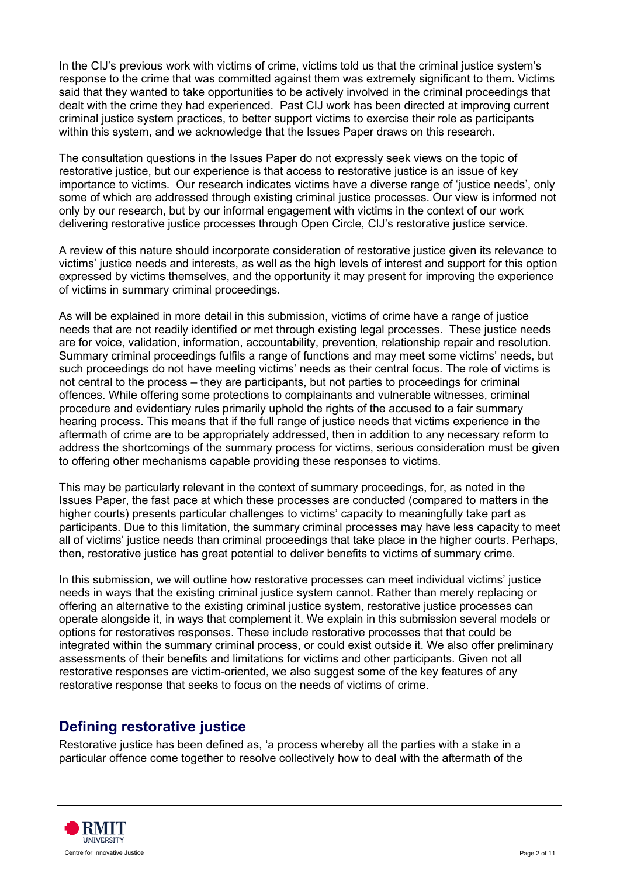In the CIJ's previous work with victims of crime, victims told us that the criminal justice system's response to the crime that was committed against them was extremely significant to them. Victims said that they wanted to take opportunities to be actively involved in the criminal proceedings that dealt with the crime they had experienced. Past CIJ work has been directed at improving current criminal justice system practices, to better support victims to exercise their role as participants within this system, and we acknowledge that the Issues Paper draws on this research.

The consultation questions in the Issues Paper do not expressly seek views on the topic of restorative justice, but our experience is that access to restorative justice is an issue of key importance to victims. Our research indicates victims have a diverse range of 'justice needs', only some of which are addressed through existing criminal justice processes. Our view is informed not only by our research, but by our informal engagement with victims in the context of our work delivering restorative justice processes through Open Circle, CIJ's restorative justice service.

A review of this nature should incorporate consideration of restorative justice given its relevance to victims' justice needs and interests, as well as the high levels of interest and support for this option expressed by victims themselves, and the opportunity it may present for improving the experience of victims in summary criminal proceedings.

As will be explained in more detail in this submission, victims of crime have a range of justice needs that are not readily identified or met through existing legal processes. These justice needs are for voice, validation, information, accountability, prevention, relationship repair and resolution. Summary criminal proceedings fulfils a range of functions and may meet some victims' needs, but such proceedings do not have meeting victims' needs as their central focus. The role of victims is not central to the process – they are participants, but not parties to proceedings for criminal offences. While offering some protections to complainants and vulnerable witnesses, criminal procedure and evidentiary rules primarily uphold the rights of the accused to a fair summary hearing process. This means that if the full range of justice needs that victims experience in the aftermath of crime are to be appropriately addressed, then in addition to any necessary reform to address the shortcomings of the summary process for victims, serious consideration must be given to offering other mechanisms capable providing these responses to victims.

This may be particularly relevant in the context of summary proceedings, for, as noted in the Issues Paper, the fast pace at which these processes are conducted (compared to matters in the higher courts) presents particular challenges to victims' capacity to meaningfully take part as participants. Due to this limitation, the summary criminal processes may have less capacity to meet all of victims' justice needs than criminal proceedings that take place in the higher courts. Perhaps, then, restorative justice has great potential to deliver benefits to victims of summary crime.

In this submission, we will outline how restorative processes can meet individual victims' justice needs in ways that the existing criminal justice system cannot. Rather than merely replacing or offering an alternative to the existing criminal justice system, restorative justice processes can operate alongside it, in ways that complement it. We explain in this submission several models or options for restoratives responses. These include restorative processes that that could be integrated within the summary criminal process, or could exist outside it. We also offer preliminary assessments of their benefits and limitations for victims and other participants. Given not all restorative responses are victim-oriented, we also suggest some of the key features of any restorative response that seeks to focus on the needs of victims of crime.

## Defining restorative justice

Restorative justice has been defined as, 'a process whereby all the parties with a stake in a particular offence come together to resolve collectively how to deal with the aftermath of the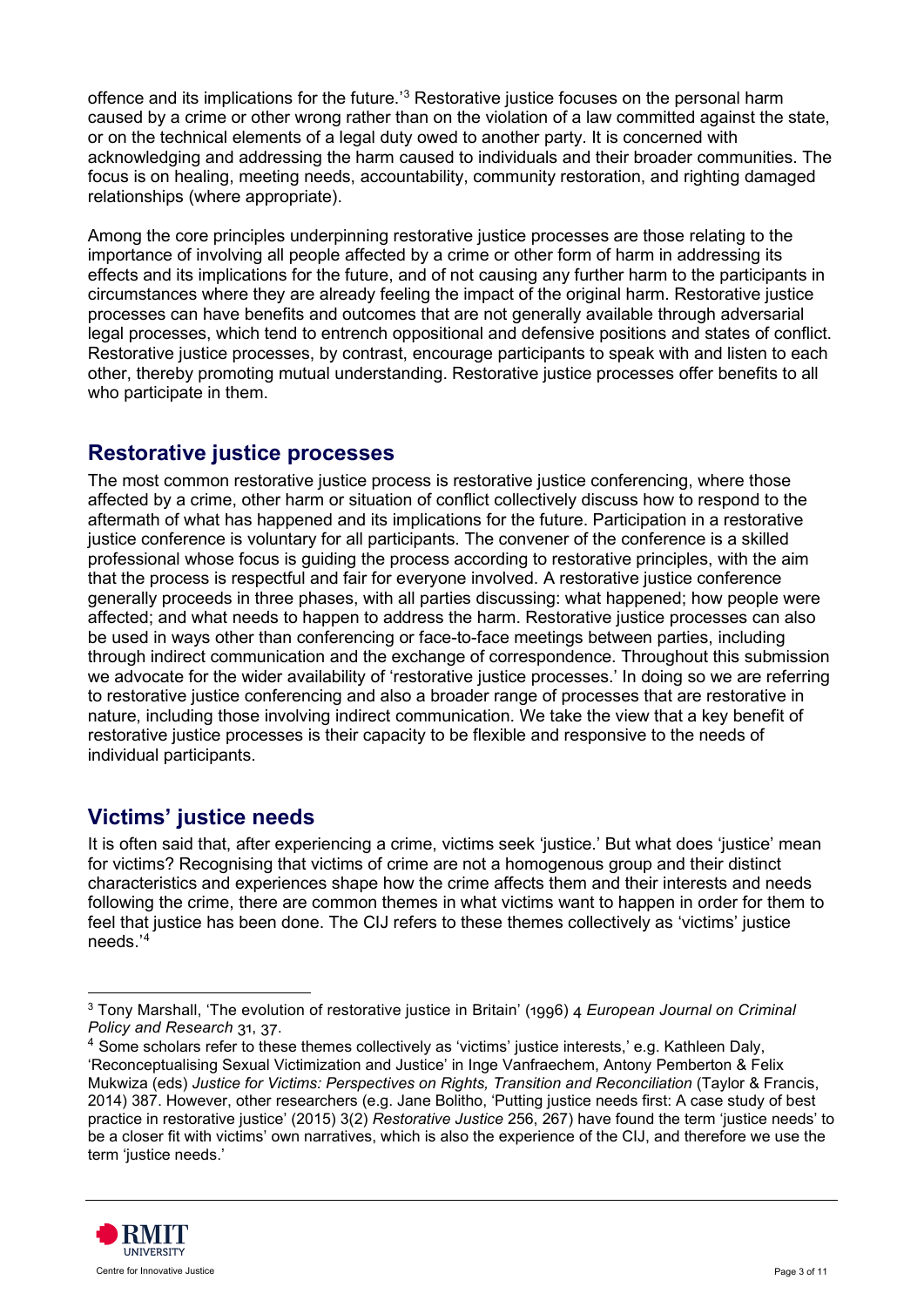offence and its implications for the future.'[3] Restorative justice focuses on the personal harm caused by a crime or other wrong rather than on the violation of a law committed against the state, or on the technical elements of a legal duty owed to another party. It is concerned with acknowledging and addressing the harm caused to individuals and their broader communities. The focus is on healing, meeting needs, accountability, community restoration, and righting damaged relationships (where appropriate).

Among the core principles underpinning restorative justice processes are those relating to the importance of involving all people affected by a crime or other form of harm in addressing its effects and its implications for the future, and of not causing any further harm to the participants in circumstances where they are already feeling the impact of the original harm. Restorative justice processes can have benefits and outcomes that are not generally available through adversarial legal processes, which tend to entrench oppositional and defensive positions and states of conflict. Restorative justice processes, by contrast, encourage participants to speak with and listen to each other, thereby promoting mutual understanding. Restorative justice processes offer benefits to all who participate in them.

## Restorative justice processes

The most common restorative justice process is restorative justice conferencing, where those affected by a crime, other harm or situation of conflict collectively discuss how to respond to the aftermath of what has happened and its implications for the future. Participation in a restorative justice conference is voluntary for all participants. The convener of the conference is a skilled professional whose focus is guiding the process according to restorative principles, with the aim that the process is respectful and fair for everyone involved. A restorative justice conference generally proceeds in three phases, with all parties discussing: what happened; how people were affected; and what needs to happen to address the harm. Restorative justice processes can also be used in ways other than conferencing or face-to-face meetings between parties, including through indirect communication and the exchange of correspondence. Throughout this submission we advocate for the wider availability of 'restorative justice processes.' In doing so we are referring to restorative justice conferencing and also a broader range of processes that are restorative in nature, including those involving indirect communication. We take the view that a key benefit of restorative justice processes is their capacity to be flexible and responsive to the needs of individual participants.

## Victims' justice needs

It is often said that, after experiencing a crime, victims seek 'justice.' But what does 'justice' mean for victims? Recognising that victims of crime are not a homogenous group and their distinct characteristics and experiences shape how the crime affects them and their interests and needs following the crime, there are common themes in what victims want to happen in order for them to feel that justice has been done. The CIJ refers to these themes collectively as 'victims' justice needs.'[4]

---

[3] Tony Marshall, 'The evolution of restorative justice in Britain' (1996) 4 *European Journal on Criminal Policy and Research* 31, 37.

[4] Some scholars refer to these themes collectively as 'victims' justice interests,' e.g. Kathleen Daly, 'Reconceptualising Sexual Victimization and Justice' in Inge Vanfraechem, Antony Pemberton & Felix Mukwiza (eds) *Justice for Victims: Perspectives on Rights, Transition and Reconciliation* (Taylor & Francis, 2014) 387. However, other researchers (e.g. Jane Bolitho, 'Putting justice needs first: A case study of best practice in restorative justice' (2015) 3(2) *Restorative Justice* 256, 267) have found the term 'justice needs' to be a closer fit with victims' own narratives, which is also the experience of the CIJ, and therefore we use the term 'justice needs.'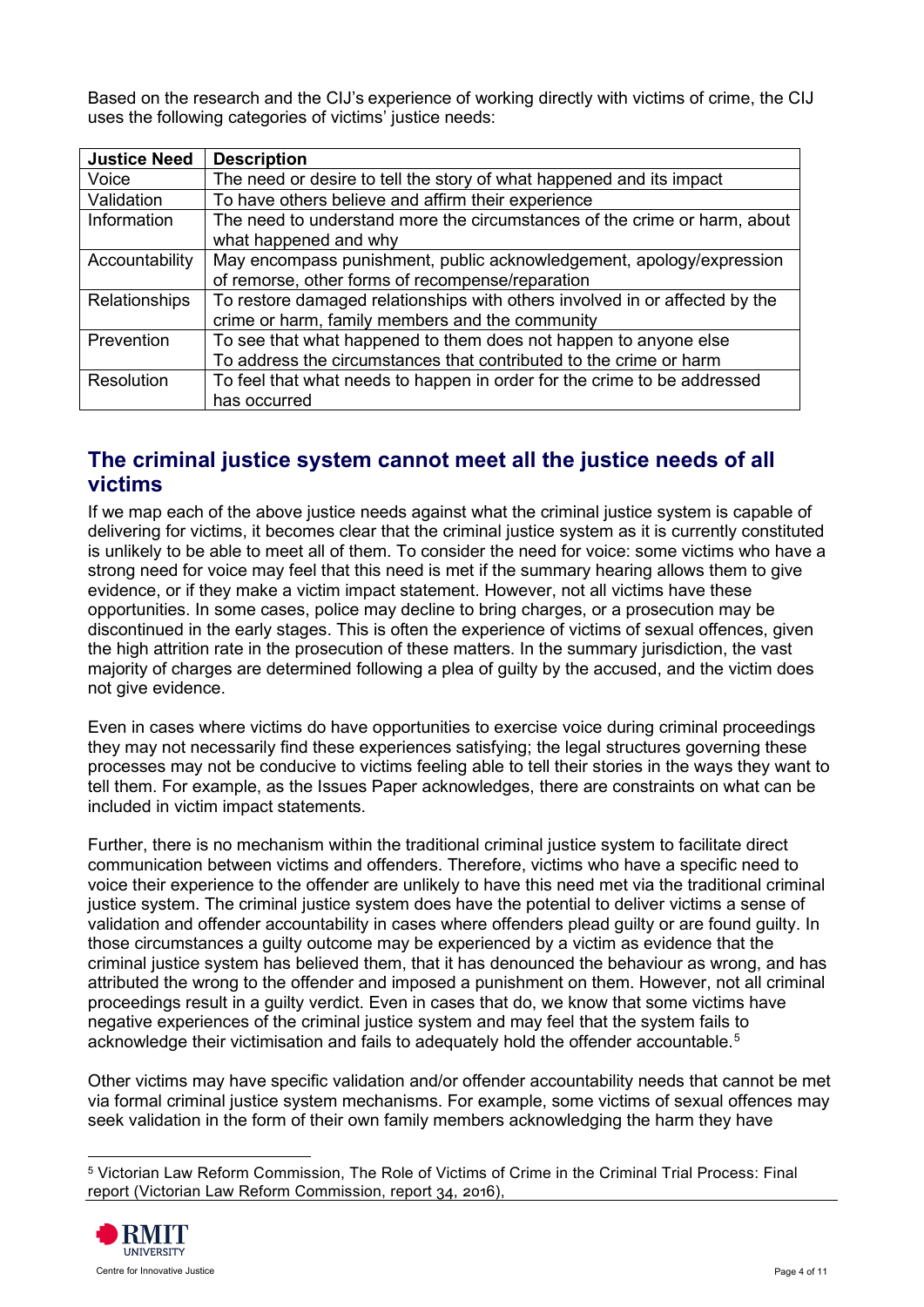Based on the research and the CIJ's experience of working directly with victims of crime, the CIJ uses the following categories of victims' justice needs:

| Justice Need | Description |
| --- | --- |
| Voice | The need or desire to tell the story of what happened and its impact |
| Validation | To have others believe and affirm their experience |
| Information | The need to understand more the circumstances of the crime or harm, about what happened and why |
| Accountability | May encompass punishment, public acknowledgement, apology/expression of remorse, other forms of recompense/reparation |
| Relationships | To restore damaged relationships with others involved in or affected by the crime or harm, family members and the community |
| Prevention | To see that what happened to them does not happen to anyone else<br>To address the circumstances that contributed to the crime or harm |
| Resolution | To feel that what needs to happen in order for the crime to be addressed has occurred |

## The criminal justice system cannot meet all the justice needs of all victims

If we map each of the above justice needs against what the criminal justice system is capable of delivering for victims, it becomes clear that the criminal justice system as it is currently constituted is unlikely to be able to meet all of them. To consider the need for voice: some victims who have a strong need for voice may feel that this need is met if the summary hearing allows them to give evidence, or if they make a victim impact statement. However, not all victims have these opportunities. In some cases, police may decline to bring charges, or a prosecution may be discontinued in the early stages. This is often the experience of victims of sexual offences, given the high attrition rate in the prosecution of these matters. In the summary jurisdiction, the vast majority of charges are determined following a plea of guilty by the accused, and the victim does not give evidence.

Even in cases where victims do have opportunities to exercise voice during criminal proceedings they may not necessarily find these experiences satisfying; the legal structures governing these processes may not be conducive to victims feeling able to tell their stories in the ways they want to tell them. For example, as the Issues Paper acknowledges, there are constraints on what can be included in victim impact statements.

Further, there is no mechanism within the traditional criminal justice system to facilitate direct communication between victims and offenders. Therefore, victims who have a specific need to voice their experience to the offender are unlikely to have this need met via the traditional criminal justice system. The criminal justice system does have the potential to deliver victims a sense of validation and offender accountability in cases where offenders plead guilty or are found guilty. In those circumstances a guilty outcome may be experienced by a victim as evidence that the criminal justice system has believed them, that it has denounced the behaviour as wrong, and has attributed the wrong to the offender and imposed a punishment on them. However, not all criminal proceedings result in a guilty verdict. Even in cases that do, we know that some victims have negative experiences of the criminal justice system and may feel that the system fails to acknowledge their victimisation and fails to adequately hold the offender accountable.[5]

Other victims may have specific validation and/or offender accountability needs that cannot be met via formal criminal justice system mechanisms. For example, some victims of sexual offences may seek validation in the form of their own family members acknowledging the harm they have

[5] Victorian Law Reform Commission, The Role of Victims of Crime in the Criminal Trial Process: Final report (Victorian Law Reform Commission, report 34, 2016),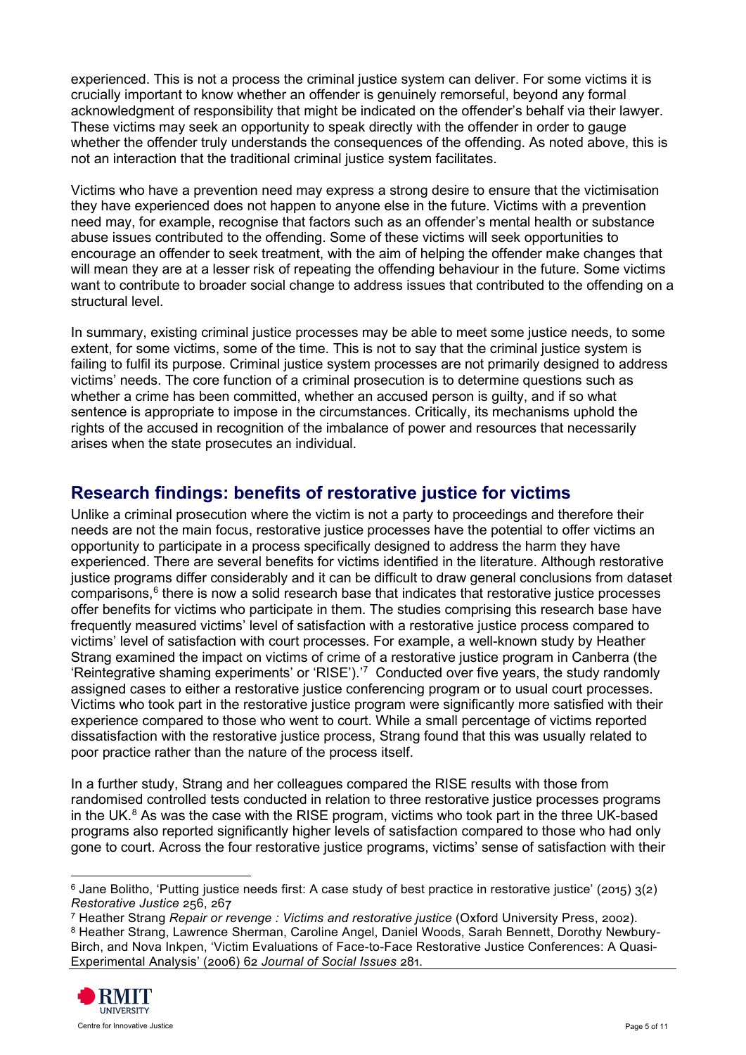experienced. This is not a process the criminal justice system can deliver. For some victims it is crucially important to know whether an offender is genuinely remorseful, beyond any formal acknowledgment of responsibility that might be indicated on the offender's behalf via their lawyer. These victims may seek an opportunity to speak directly with the offender in order to gauge whether the offender truly understands the consequences of the offending. As noted above, this is not an interaction that the traditional criminal justice system facilitates.

Victims who have a prevention need may express a strong desire to ensure that the victimisation they have experienced does not happen to anyone else in the future. Victims with a prevention need may, for example, recognise that factors such as an offender's mental health or substance abuse issues contributed to the offending. Some of these victims will seek opportunities to encourage an offender to seek treatment, with the aim of helping the offender make changes that will mean they are at a lesser risk of repeating the offending behaviour in the future. Some victims want to contribute to broader social change to address issues that contributed to the offending on a structural level.

In summary, existing criminal justice processes may be able to meet some justice needs, to some extent, for some victims, some of the time. This is not to say that the criminal justice system is failing to fulfil its purpose. Criminal justice system processes are not primarily designed to address victims' needs. The core function of a criminal prosecution is to determine questions such as whether a crime has been committed, whether an accused person is guilty, and if so what sentence is appropriate to impose in the circumstances. Critically, its mechanisms uphold the rights of the accused in recognition of the imbalance of power and resources that necessarily arises when the state prosecutes an individual.

## Research findings: benefits of restorative justice for victims

Unlike a criminal prosecution where the victim is not a party to proceedings and therefore their needs are not the main focus, restorative justice processes have the potential to offer victims an opportunity to participate in a process specifically designed to address the harm they have experienced. There are several benefits for victims identified in the literature. Although restorative justice programs differ considerably and it can be difficult to draw general conclusions from dataset comparisons,[6] there is now a solid research base that indicates that restorative justice processes offer benefits for victims who participate in them. The studies comprising this research base have frequently measured victims' level of satisfaction with a restorative justice process compared to victims' level of satisfaction with court processes. For example, a well-known study by Heather Strang examined the impact on victims of crime of a restorative justice program in Canberra (the 'Reintegrative shaming experiments' or 'RISE').'[7] Conducted over five years, the study randomly assigned cases to either a restorative justice conferencing program or to usual court processes. Victims who took part in the restorative justice program were significantly more satisfied with their experience compared to those who went to court. While a small percentage of victims reported dissatisfaction with the restorative justice process, Strang found that this was usually related to poor practice rather than the nature of the process itself.

In a further study, Strang and her colleagues compared the RISE results with those from randomised controlled tests conducted in relation to three restorative justice processes programs in the UK.[8] As was the case with the RISE program, victims who took part in the three UK-based programs also reported significantly higher levels of satisfaction compared to those who had only gone to court. Across the four restorative justice programs, victims' sense of satisfaction with their

---

[6] Jane Bolitho, 'Putting justice needs first: A case study of best practice in restorative justice' (2015) 3(2) *Restorative Justice* 256, 267

[7] Heather Strang *Repair or revenge : Victims and restorative justice* (Oxford University Press, 2002).

[8] Heather Strang, Lawrence Sherman, Caroline Angel, Daniel Woods, Sarah Bennett, Dorothy Newbury-Birch, and Nova Inkpen, 'Victim Evaluations of Face-to-Face Restorative Justice Conferences: A Quasi-Experimental Analysis' (2006) 62 *Journal of Social Issues* 281.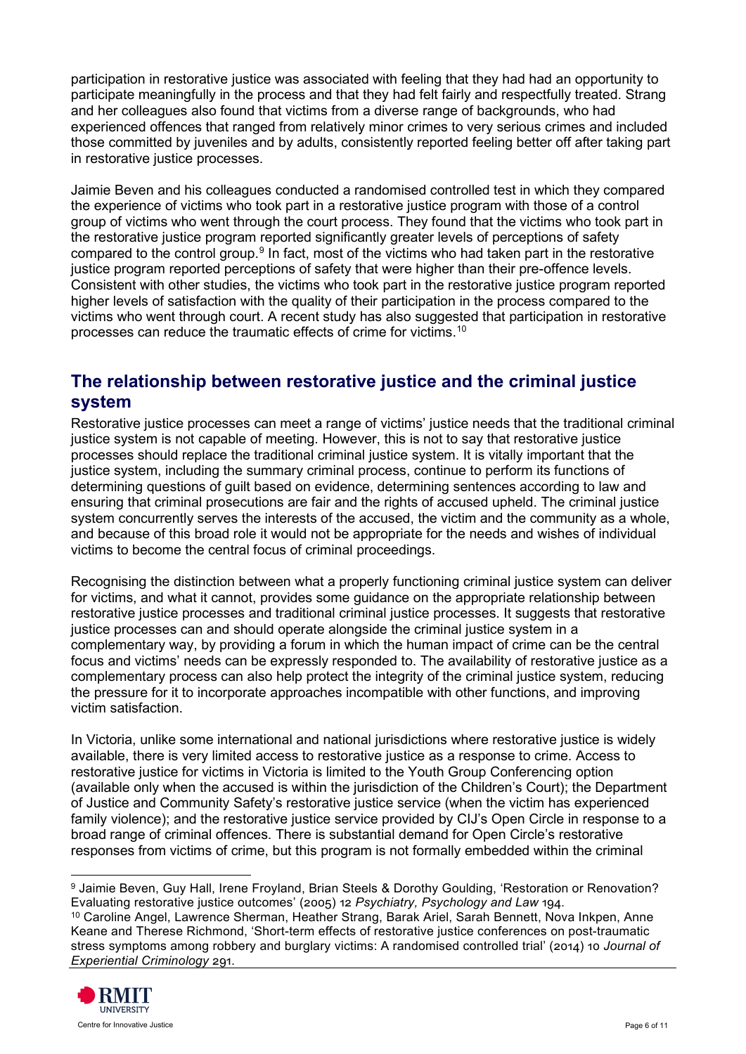participation in restorative justice was associated with feeling that they had had an opportunity to participate meaningfully in the process and that they had felt fairly and respectfully treated. Strang and her colleagues also found that victims from a diverse range of backgrounds, who had experienced offences that ranged from relatively minor crimes to very serious crimes and included those committed by juveniles and by adults, consistently reported feeling better off after taking part in restorative justice processes.

Jaimie Beven and his colleagues conducted a randomised controlled test in which they compared the experience of victims who took part in a restorative justice program with those of a control group of victims who went through the court process. They found that the victims who took part in the restorative justice program reported significantly greater levels of perceptions of safety compared to the control group.[9] In fact, most of the victims who had taken part in the restorative justice program reported perceptions of safety that were higher than their pre-offence levels. Consistent with other studies, the victims who took part in the restorative justice program reported higher levels of satisfaction with the quality of their participation in the process compared to the victims who went through court. A recent study has also suggested that participation in restorative processes can reduce the traumatic effects of crime for victims.[10]

## The relationship between restorative justice and the criminal justice system

Restorative justice processes can meet a range of victims' justice needs that the traditional criminal justice system is not capable of meeting. However, this is not to say that restorative justice processes should replace the traditional criminal justice system. It is vitally important that the justice system, including the summary criminal process, continue to perform its functions of determining questions of guilt based on evidence, determining sentences according to law and ensuring that criminal prosecutions are fair and the rights of accused upheld. The criminal justice system concurrently serves the interests of the accused, the victim and the community as a whole, and because of this broad role it would not be appropriate for the needs and wishes of individual victims to become the central focus of criminal proceedings.

Recognising the distinction between what a properly functioning criminal justice system can deliver for victims, and what it cannot, provides some guidance on the appropriate relationship between restorative justice processes and traditional criminal justice processes. It suggests that restorative justice processes can and should operate alongside the criminal justice system in a complementary way, by providing a forum in which the human impact of crime can be the central focus and victims' needs can be expressly responded to. The availability of restorative justice as a complementary process can also help protect the integrity of the criminal justice system, reducing the pressure for it to incorporate approaches incompatible with other functions, and improving victim satisfaction.

In Victoria, unlike some international and national jurisdictions where restorative justice is widely available, there is very limited access to restorative justice as a response to crime. Access to restorative justice for victims in Victoria is limited to the Youth Group Conferencing option (available only when the accused is within the jurisdiction of the Children's Court); the Department of Justice and Community Safety's restorative justice service (when the victim has experienced family violence); and the restorative justice service provided by CIJ's Open Circle in response to a broad range of criminal offences. There is substantial demand for Open Circle's restorative responses from victims of crime, but this program is not formally embedded within the criminal

---

[9] Jaimie Beven, Guy Hall, Irene Froyland, Brian Steels & Dorothy Goulding, 'Restoration or Renovation? Evaluating restorative justice outcomes' (2005) 12 *Psychiatry, Psychology and Law* 194.

[10] Caroline Angel, Lawrence Sherman, Heather Strang, Barak Ariel, Sarah Bennett, Nova Inkpen, Anne Keane and Therese Richmond, 'Short-term effects of restorative justice conferences on post-traumatic stress symptoms among robbery and burglary victims: A randomised controlled trial' (2014) 10 *Journal of Experiential Criminology* 291.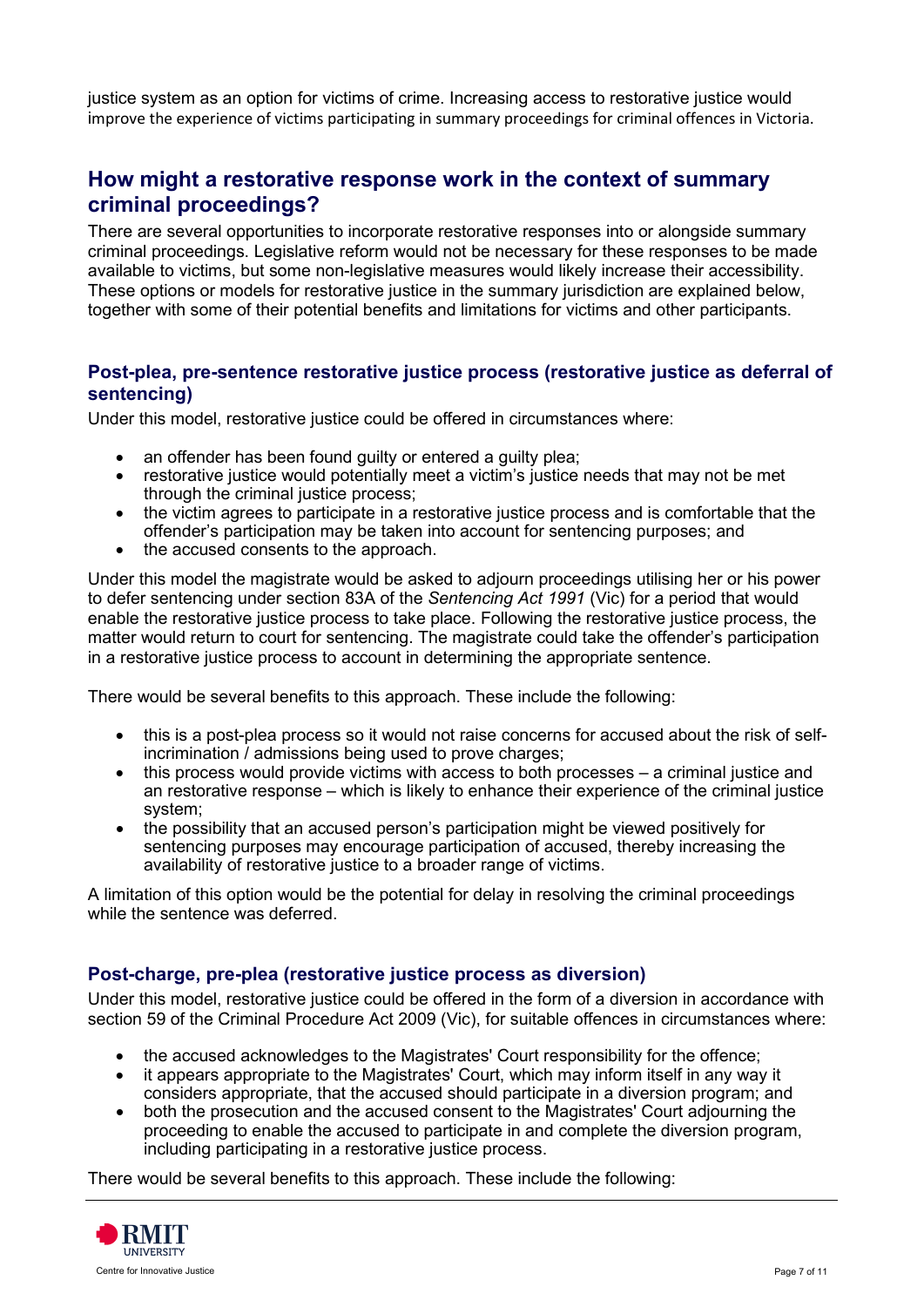justice system as an option for victims of crime. Increasing access to restorative justice would improve the experience of victims participating in summary proceedings for criminal offences in Victoria.

## How might a restorative response work in the context of summary criminal proceedings?

There are several opportunities to incorporate restorative responses into or alongside summary criminal proceedings. Legislative reform would not be necessary for these responses to be made available to victims, but some non-legislative measures would likely increase their accessibility. These options or models for restorative justice in the summary jurisdiction are explained below, together with some of their potential benefits and limitations for victims and other participants.

### Post-plea, pre-sentence restorative justice process (restorative justice as deferral of sentencing)

Under this model, restorative justice could be offered in circumstances where:

- an offender has been found guilty or entered a guilty plea;
- restorative justice would potentially meet a victim's justice needs that may not be met through the criminal justice process;
- the victim agrees to participate in a restorative justice process and is comfortable that the offender's participation may be taken into account for sentencing purposes; and
- the accused consents to the approach.

Under this model the magistrate would be asked to adjourn proceedings utilising her or his power to defer sentencing under section 83A of the *Sentencing Act 1991* (Vic) for a period that would enable the restorative justice process to take place. Following the restorative justice process, the matter would return to court for sentencing. The magistrate could take the offender's participation in a restorative justice process to account in determining the appropriate sentence.

There would be several benefits to this approach. These include the following:

- this is a post-plea process so it would not raise concerns for accused about the risk of self-incrimination / admissions being used to prove charges;
- this process would provide victims with access to both processes – a criminal justice and an restorative response – which is likely to enhance their experience of the criminal justice system;
- the possibility that an accused person's participation might be viewed positively for sentencing purposes may encourage participation of accused, thereby increasing the availability of restorative justice to a broader range of victims.

A limitation of this option would be the potential for delay in resolving the criminal proceedings while the sentence was deferred.

### Post-charge, pre-plea (restorative justice process as diversion)

Under this model, restorative justice could be offered in the form of a diversion in accordance with section 59 of the Criminal Procedure Act 2009 (Vic), for suitable offences in circumstances where:

- the accused acknowledges to the Magistrates' Court responsibility for the offence;
- it appears appropriate to the Magistrates' Court, which may inform itself in any way it considers appropriate, that the accused should participate in a diversion program; and
- both the prosecution and the accused consent to the Magistrates' Court adjourning the proceeding to enable the accused to participate in and complete the diversion program, including participating in a restorative justice process.

There would be several benefits to this approach. These include the following: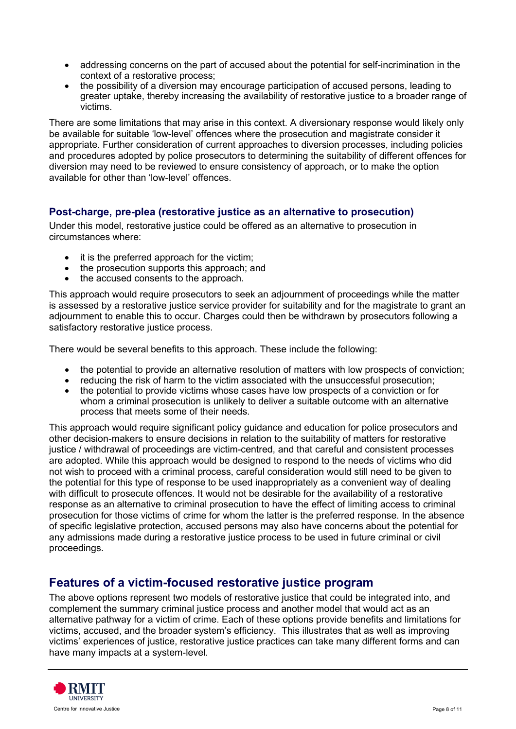- addressing concerns on the part of accused about the potential for self-incrimination in the context of a restorative process;
- the possibility of a diversion may encourage participation of accused persons, leading to greater uptake, thereby increasing the availability of restorative justice to a broader range of victims.

There are some limitations that may arise in this context. A diversionary response would likely only be available for suitable 'low-level' offences where the prosecution and magistrate consider it appropriate. Further consideration of current approaches to diversion processes, including policies and procedures adopted by police prosecutors to determining the suitability of different offences for diversion may need to be reviewed to ensure consistency of approach, or to make the option available for other than 'low-level' offences.

### Post-charge, pre-plea (restorative justice as an alternative to prosecution)

Under this model, restorative justice could be offered as an alternative to prosecution in circumstances where:

- it is the preferred approach for the victim;
- the prosecution supports this approach; and
- the accused consents to the approach.

This approach would require prosecutors to seek an adjournment of proceedings while the matter is assessed by a restorative justice service provider for suitability and for the magistrate to grant an adjournment to enable this to occur. Charges could then be withdrawn by prosecutors following a satisfactory restorative justice process.

There would be several benefits to this approach. These include the following:

- the potential to provide an alternative resolution of matters with low prospects of conviction;
- reducing the risk of harm to the victim associated with the unsuccessful prosecution;
- the potential to provide victims whose cases have low prospects of a conviction or for whom a criminal prosecution is unlikely to deliver a suitable outcome with an alternative process that meets some of their needs.

This approach would require significant policy guidance and education for police prosecutors and other decision-makers to ensure decisions in relation to the suitability of matters for restorative justice / withdrawal of proceedings are victim-centred, and that careful and consistent processes are adopted. While this approach would be designed to respond to the needs of victims who did not wish to proceed with a criminal process, careful consideration would still need to be given to the potential for this type of response to be used inappropriately as a convenient way of dealing with difficult to prosecute offences. It would not be desirable for the availability of a restorative response as an alternative to criminal prosecution to have the effect of limiting access to criminal prosecution for those victims of crime for whom the latter is the preferred response. In the absence of specific legislative protection, accused persons may also have concerns about the potential for any admissions made during a restorative justice process to be used in future criminal or civil proceedings.

## Features of a victim-focused restorative justice program

The above options represent two models of restorative justice that could be integrated into, and complement the summary criminal justice process and another model that would act as an alternative pathway for a victim of crime. Each of these options provide benefits and limitations for victims, accused, and the broader system's efficiency. This illustrates that as well as improving victims' experiences of justice, restorative justice practices can take many different forms and can have many impacts at a system-level.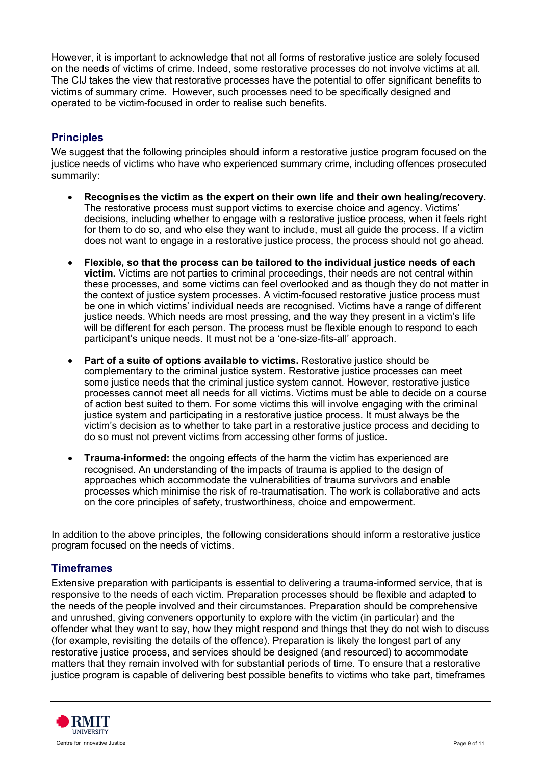However, it is important to acknowledge that not all forms of restorative justice are solely focused on the needs of victims of crime. Indeed, some restorative processes do not involve victims at all. The CIJ takes the view that restorative processes have the potential to offer significant benefits to victims of summary crime. However, such processes need to be specifically designed and operated to be victim-focused in order to realise such benefits.

## Principles

We suggest that the following principles should inform a restorative justice program focused on the justice needs of victims who have who experienced summary crime, including offences prosecuted summarily:

- **Recognises the victim as the expert on their own life and their own healing/recovery.** The restorative process must support victims to exercise choice and agency. Victims' decisions, including whether to engage with a restorative justice process, when it feels right for them to do so, and who else they want to include, must all guide the process. If a victim does not want to engage in a restorative justice process, the process should not go ahead.
- **Flexible, so that the process can be tailored to the individual justice needs of each victim.** Victims are not parties to criminal proceedings, their needs are not central within these processes, and some victims can feel overlooked and as though they do not matter in the context of justice system processes. A victim-focused restorative justice process must be one in which victims' individual needs are recognised. Victims have a range of different justice needs. Which needs are most pressing, and the way they present in a victim's life will be different for each person. The process must be flexible enough to respond to each participant's unique needs. It must not be a 'one-size-fits-all' approach.
- **Part of a suite of options available to victims.** Restorative justice should be complementary to the criminal justice system. Restorative justice processes can meet some justice needs that the criminal justice system cannot. However, restorative justice processes cannot meet all needs for all victims. Victims must be able to decide on a course of action best suited to them. For some victims this will involve engaging with the criminal justice system and participating in a restorative justice process. It must always be the victim's decision as to whether to take part in a restorative justice process and deciding to do so must not prevent victims from accessing other forms of justice.
- **Trauma-informed:** the ongoing effects of the harm the victim has experienced are recognised. An understanding of the impacts of trauma is applied to the design of approaches which accommodate the vulnerabilities of trauma survivors and enable processes which minimise the risk of re-traumatisation. The work is collaborative and acts on the core principles of safety, trustworthiness, choice and empowerment.

In addition to the above principles, the following considerations should inform a restorative justice program focused on the needs of victims.

## Timeframes

Extensive preparation with participants is essential to delivering a trauma-informed service, that is responsive to the needs of each victim. Preparation processes should be flexible and adapted to the needs of the people involved and their circumstances. Preparation should be comprehensive and unrushed, giving conveners opportunity to explore with the victim (in particular) and the offender what they want to say, how they might respond and things that they do not wish to discuss (for example, revisiting the details of the offence). Preparation is likely the longest part of any restorative justice process, and services should be designed (and resourced) to accommodate matters that they remain involved with for substantial periods of time. To ensure that a restorative justice program is capable of delivering best possible benefits to victims who take part, timeframes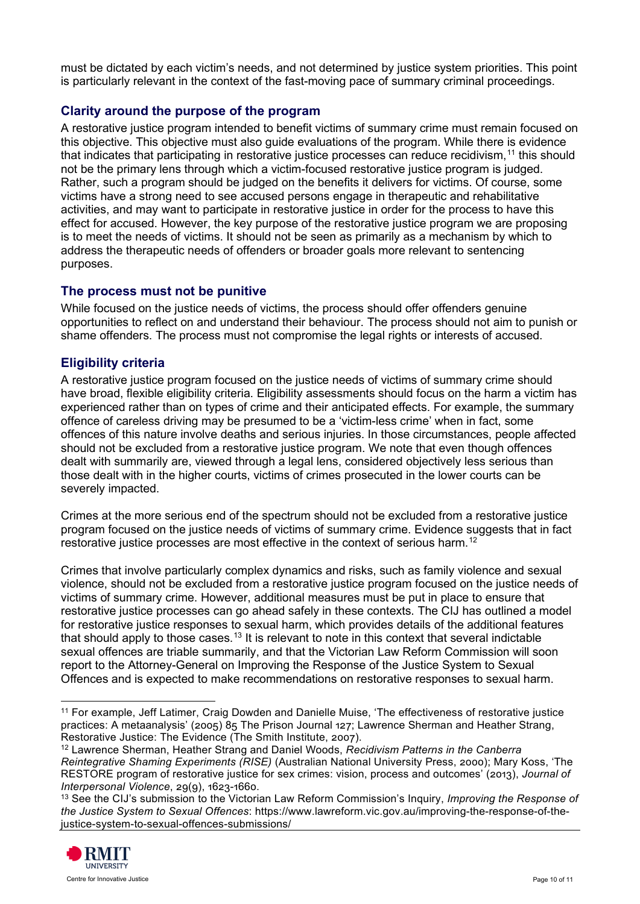must be dictated by each victim's needs, and not determined by justice system priorities. This point is particularly relevant in the context of the fast-moving pace of summary criminal proceedings.

### Clarity around the purpose of the program

A restorative justice program intended to benefit victims of summary crime must remain focused on this objective. This objective must also guide evaluations of the program. While there is evidence that indicates that participating in restorative justice processes can reduce recidivism,[11] this should not be the primary lens through which a victim-focused restorative justice program is judged. Rather, such a program should be judged on the benefits it delivers for victims. Of course, some victims have a strong need to see accused persons engage in therapeutic and rehabilitative activities, and may want to participate in restorative justice in order for the process to have this effect for accused. However, the key purpose of the restorative justice program we are proposing is to meet the needs of victims. It should not be seen as primarily as a mechanism by which to address the therapeutic needs of offenders or broader goals more relevant to sentencing purposes.

### The process must not be punitive

While focused on the justice needs of victims, the process should offer offenders genuine opportunities to reflect on and understand their behaviour. The process should not aim to punish or shame offenders. The process must not compromise the legal rights or interests of accused.

### Eligibility criteria

A restorative justice program focused on the justice needs of victims of summary crime should have broad, flexible eligibility criteria. Eligibility assessments should focus on the harm a victim has experienced rather than on types of crime and their anticipated effects. For example, the summary offence of careless driving may be presumed to be a 'victim-less crime' when in fact, some offences of this nature involve deaths and serious injuries. In those circumstances, people affected should not be excluded from a restorative justice program. We note that even though offences dealt with summarily are, viewed through a legal lens, considered objectively less serious than those dealt with in the higher courts, victims of crimes prosecuted in the lower courts can be severely impacted.

Crimes at the more serious end of the spectrum should not be excluded from a restorative justice program focused on the justice needs of victims of summary crime. Evidence suggests that in fact restorative justice processes are most effective in the context of serious harm.[12]

Crimes that involve particularly complex dynamics and risks, such as family violence and sexual violence, should not be excluded from a restorative justice program focused on the justice needs of victims of summary crime. However, additional measures must be put in place to ensure that restorative justice processes can go ahead safely in these contexts. The CIJ has outlined a model for restorative justice responses to sexual harm, which provides details of the additional features that should apply to those cases.[13] It is relevant to note in this context that several indictable sexual offences are triable summarily, and that the Victorian Law Reform Commission will soon report to the Attorney-General on Improving the Response of the Justice System to Sexual Offences and is expected to make recommendations on restorative responses to sexual harm.

---

[11] For example, Jeff Latimer, Craig Dowden and Danielle Muise, 'The effectiveness of restorative justice practices: A metaanalysis' (2005) 85 The Prison Journal 127; Lawrence Sherman and Heather Strang, Restorative Justice: The Evidence (The Smith Institute, 2007).

[12] Lawrence Sherman, Heather Strang and Daniel Woods, *Recidivism Patterns in the Canberra Reintegrative Shaming Experiments (RISE)* (Australian National University Press, 2000); Mary Koss, 'The RESTORE program of restorative justice for sex crimes: vision, process and outcomes' (2013), *Journal of Interpersonal Violence*, 29(9), 1623-1660.

[13] See the CIJ's submission to the Victorian Law Reform Commission's Inquiry, *Improving the Response of the Justice System to Sexual Offences*: https://www.lawreform.vic.gov.au/improving-the-response-of-the-justice-system-to-sexual-offences-submissions/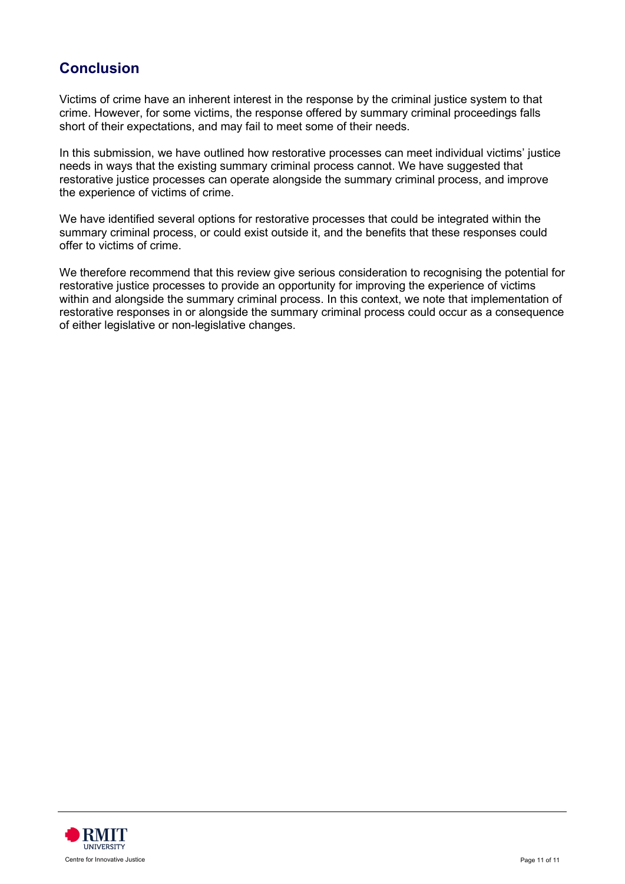## Conclusion

Victims of crime have an inherent interest in the response by the criminal justice system to that crime. However, for some victims, the response offered by summary criminal proceedings falls short of their expectations, and may fail to meet some of their needs.

In this submission, we have outlined how restorative processes can meet individual victims' justice needs in ways that the existing summary criminal process cannot. We have suggested that restorative justice processes can operate alongside the summary criminal process, and improve the experience of victims of crime.

We have identified several options for restorative processes that could be integrated within the summary criminal process, or could exist outside it, and the benefits that these responses could offer to victims of crime.

We therefore recommend that this review give serious consideration to recognising the potential for restorative justice processes to provide an opportunity for improving the experience of victims within and alongside the summary criminal process. In this context, we note that implementation of restorative responses in or alongside the summary criminal process could occur as a consequence of either legislative or non-legislative changes.